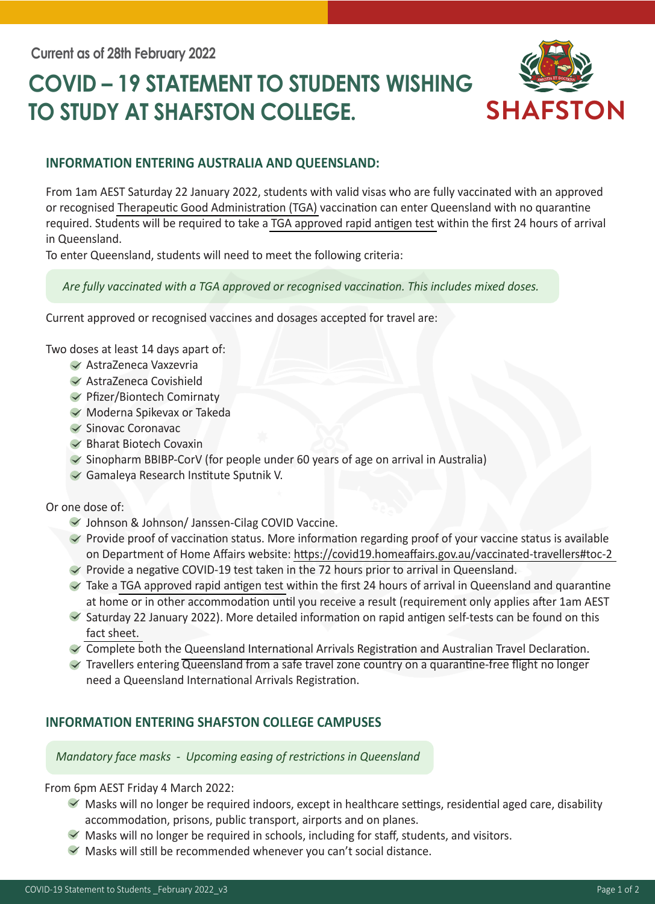Current as of 28th February 2022

# COVID – 19 STATEMENT TO STUDENTS WISHING TO STUDY AT SHAFSTON COLLEGE.

SHAFSTON

## INFORMATION ENTERING AUSTRALIA AND QUEENSLAND:

From 1am AEST Saturday 22 January 2022, students with valid visas who are fully vaccinated with an approved or recognised Therapeutic Good Administration (TGA) vaccination can enter Queensland with no quarantine required. Students will be required to take a TGA approved rapid antigen test within the first 24 hours of arrival in Queensland.
To enter Queensland, students will need to meet the following criteria:

*Are fully vaccinated with a TGA approved or recognised vaccination. This includes mixed doses.*

Current approved or recognised vaccines and dosages accepted for travel are:

Two doses at least 14 days apart of:

- AstraZeneca Vaxzevria
- AstraZeneca Covishield
- Pfizer/Biontech Comirnaty
- Moderna Spikevax or Takeda
- Sinovac Coronavac
- Bharat Biotech Covaxin
- Sinopharm BBIBP-CorV (for people under 60 years of age on arrival in Australia)
- Gamaleya Research Institute Sputnik V.

Or one dose of:

- Johnson & Johnson/ Janssen-Cilag COVID Vaccine.
- Provide proof of vaccination status. More information regarding proof of your vaccine status is available on Department of Home Affairs website: https://covid19.homeaffairs.gov.au/vaccinated-travellers#toc-2
- Provide a negative COVID-19 test taken in the 72 hours prior to arrival in Queensland.
- Take a TGA approved rapid antigen test within the first 24 hours of arrival in Queensland and quarantine at home or in other accommodation until you receive a result (requirement only applies after 1am AEST
- Saturday 22 January 2022). More detailed information on rapid antigen self-tests can be found on this fact sheet.
- Complete both the Queensland International Arrivals Registration and Australian Travel Declaration.
- Travellers entering Queensland from a safe travel zone country on a quarantine-free flight no longer need a Queensland International Arrivals Registration.

## INFORMATION ENTERING SHAFSTON COLLEGE CAMPUSES

*Mandatory face masks - Upcoming easing of restrictions in Queensland*

From 6pm AEST Friday 4 March 2022:

- Masks will no longer be required indoors, except in healthcare settings, residential aged care, disability accommodation, prisons, public transport, airports and on planes.
- Masks will no longer be required in schools, including for staff, students, and visitors.
- Masks will still be recommended whenever you can't social distance.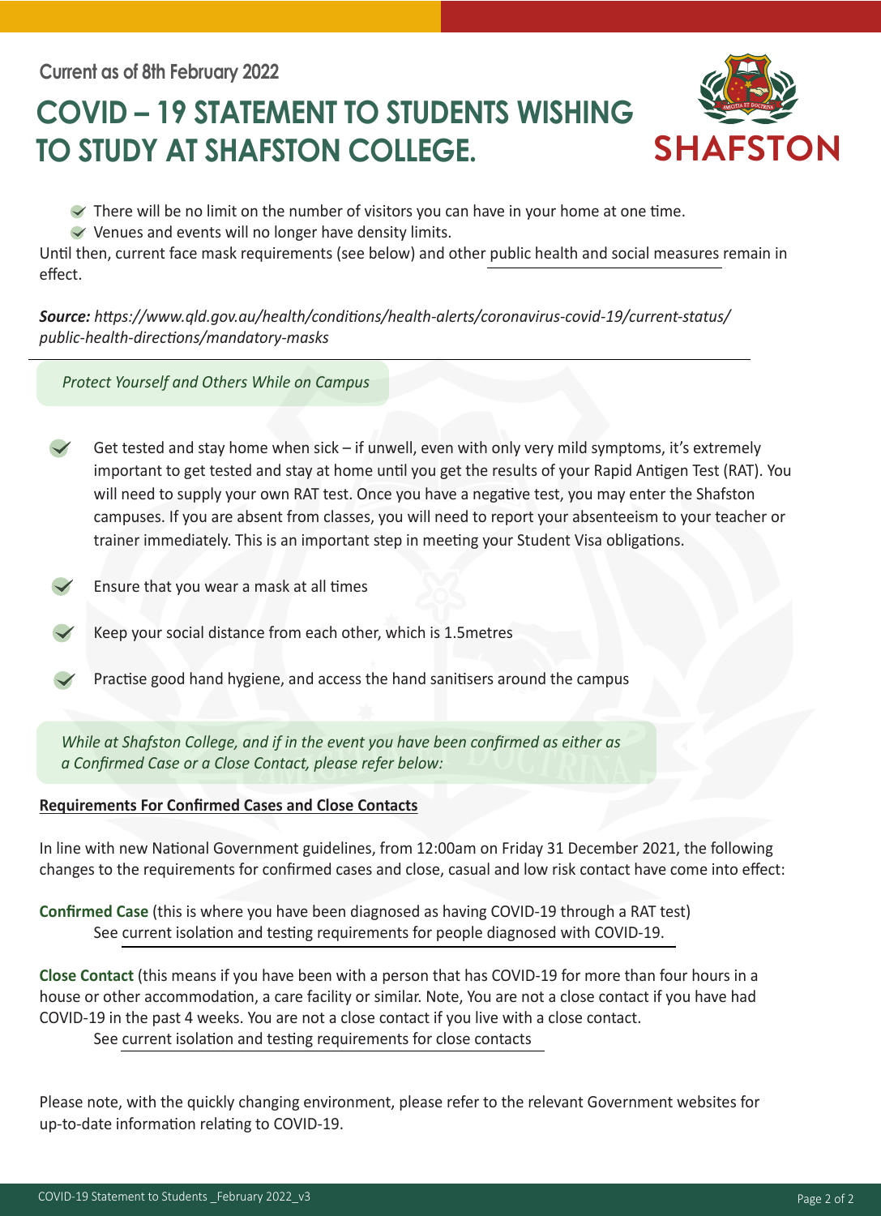Current as of 8th February 2022

# COVID – 19 STATEMENT TO STUDENTS WISHING TO STUDY AT SHAFSTON COLLEGE.

SHAFSTON

- There will be no limit on the number of visitors you can have in your home at one time.
- Venues and events will no longer have density limits.

Until then, current face mask requirements (see below) and other public health and social measures remain in effect.

***Source:*** *https://www.qld.gov.au/health/conditions/health-alerts/coronavirus-covid-19/current-status/public-health-directions/mandatory-masks*

---

*Protect Yourself and Others While on Campus*

- Get tested and stay home when sick – if unwell, even with only very mild symptoms, it's extremely important to get tested and stay at home until you get the results of your Rapid Antigen Test (RAT). You will need to supply your own RAT test. Once you have a negative test, you may enter the Shafston campuses. If you are absent from classes, you will need to report your absenteeism to your teacher or trainer immediately. This is an important step in meeting your Student Visa obligations.
- Ensure that you wear a mask at all times
- Keep your social distance from each other, which is 1.5metres
- Practise good hand hygiene, and access the hand sanitisers around the campus

*While at Shafston College, and if in the event you have been confirmed as either as a Confirmed Case or a Close Contact, please refer below:*

**Requirements For Confirmed Cases and Close Contacts**

In line with new National Government guidelines, from 12:00am on Friday 31 December 2021, the following changes to the requirements for confirmed cases and close, casual and low risk contact have come into effect:

**Confirmed Case** (this is where you have been diagnosed as having COVID-19 through a RAT test)
See current isolation and testing requirements for people diagnosed with COVID-19.

**Close Contact** (this means if you have been with a person that has COVID-19 for more than four hours in a house or other accommodation, a care facility or similar. Note, You are not a close contact if you have had COVID-19 in the past 4 weeks. You are not a close contact if you live with a close contact.
See current isolation and testing requirements for close contacts

Please note, with the quickly changing environment, please refer to the relevant Government websites for up-to-date information relating to COVID-19.

COVID-19 Statement to Students _February 2022_v3